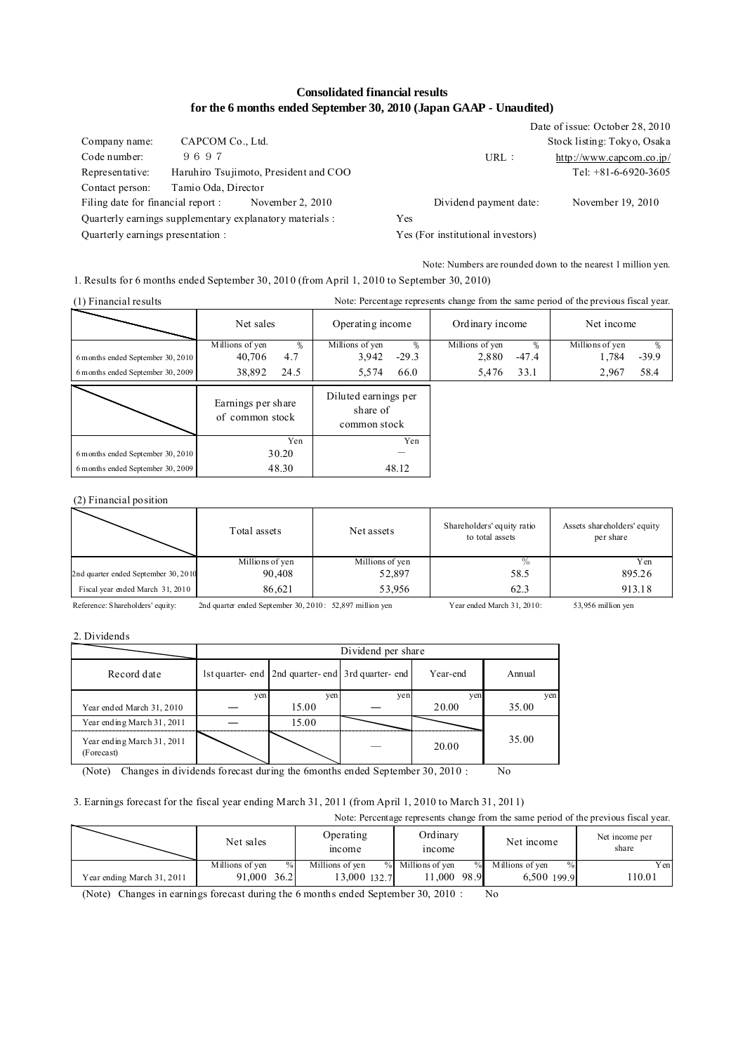# Consolidated financial results for the 6 months ended September 30, 2010 (Japan GAAP - Unaudited)

Date of issue: October 28, 2010

| | | | |
|---|---|---|---|
| Company name: | CAPCOM Co., Ltd. | | Stock listing: Tokyo, Osaka |
| Code number: | 9697 | URL : | http://www.capcom.co.jp/ |
| Representative: | Haruhiro Tsujimoto, President and COO | | Tel: +81-6-6920-3605 |
| Contact person: | Tamio Oda, Director | | |
| Filing date for financial report : | November 2, 2010 | Dividend payment date: | November 19, 2010 |
| Quarterly earnings supplementary explanatory materials : | | Yes | |
| Quarterly earnings presentation : | | Yes (For institutional investors) | |

Note: Numbers are rounded down to the nearest 1 million yen.

1. Results for 6 months ended September 30, 2010 (from April 1, 2010 to September 30, 2010)

(1) Financial results

Note: Percentage represents change from the same period of the previous fiscal year.

| | Net sales | | Operating income | | Ordinary income | | Net income | |
|---|---|---|---|---|---|---|---|---|
| | Millions of yen | % | Millions of yen | % | Millions of yen | % | Millions of yen | % |
| 6 months ended September 30, 2010 | 40,706 | 4.7 | 3,942 | -29.3 | 2,880 | -47.4 | 1,784 | -39.9 |
| 6 months ended September 30, 2009 | 38,892 | 24.5 | 5,574 | 66.0 | 5,476 | 33.1 | 2,967 | 58.4 |

| | Earnings per share of common stock | Diluted earnings per share of common stock |
|---|---|---|
| | Yen | Yen |
| 6 months ended September 30, 2010 | 30.20 | — |
| 6 months ended September 30, 2009 | 48.30 | 48.12 |

(2) Financial position

| | Total assets | Net assets | Shareholders' equity ratio to total assets | Assets shareholders' equity per share |
|---|---|---|---|---|
| | Millions of yen | Millions of yen | % | Yen |
| 2nd quarter ended September 30, 2010 | 90,408 | 52,897 | 58.5 | 895.26 |
| Fiscal year ended March 31, 2010 | 86,621 | 53,956 | 62.3 | 913.18 |

Reference: Shareholders' equity: 2nd quarter ended September 30, 2010 : 52,897 million yen Year ended March 31, 2010: 53,956 million yen

2. Dividends

| Record date | Dividend per share | | | | |
|---|---|---|---|---|---|
| | 1st quarter- end | 2nd quarter- end | 3rd quarter- end | Year-end | Annual |
| | yen | yen | yen | yen | yen |
| Year ended March 31, 2010 | — | 15.00 | — | 20.00 | 35.00 |
| Year ending March 31, 2011 | — | 15.00 | | | 35.00 |
| Year ending March 31, 2011 (Forecast) | | | — | 20.00 | |

(Note) Changes in dividends forecast during the 6months ended September 30, 2010 : No

3. Earnings forecast for the fiscal year ending March 31, 2011 (from April 1, 2010 to March 31, 2011)

Note: Percentage represents change from the same period of the previous fiscal year.

| | Net sales | | Operating income | | Ordinary income | | Net income | | Net income per share |
|---|---|---|---|---|---|---|---|---|---|
| | Millions of yen | % | Millions of yen | % | Millions of yen | % | Millions of yen | % | Yen |
| Year ending March 31, 2011 | 91,000 | 36.2 | 13,000 | 132.7 | 11,000 | 98.9 | 6,500 | 199.9 | 110.01 |

(Note) Changes in earnings forecast during the 6 months ended September 30, 2010 : No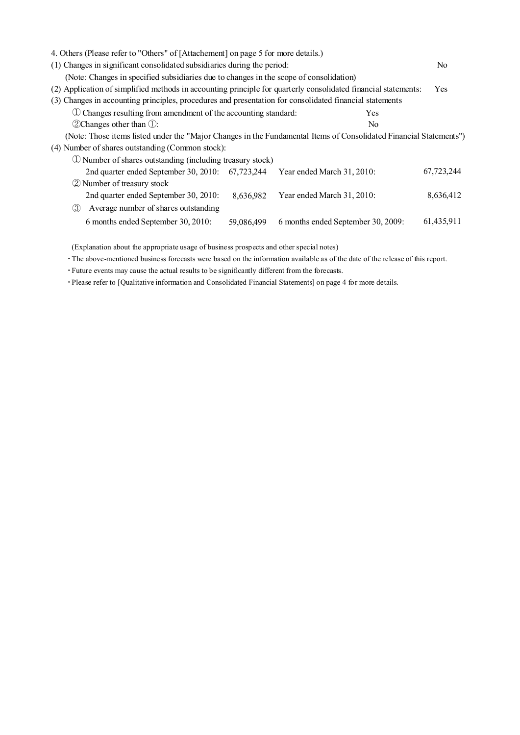4. Others (Please refer to "Others" of [Attachement] on page 5 for more details.)

(1) Changes in significant consolidated subsidiaries during the period: No

(Note: Changes in specified subsidiaries due to changes in the scope of consolidation)

(2) Application of simplified methods in accounting principle for quarterly consolidated financial statements: Yes

(3) Changes in accounting principles, procedures and presentation for consolidated financial statements

① Changes resulting from amendment of the accounting standard: Yes

② Changes other than ①: No

(Note: Those items listed under the "Major Changes in the Fundamental Items of Consolidated Financial Statements")

(4) Number of shares outstanding (Common stock):

① Number of shares outstanding (including treasury stock)

| | | | |
|---|---|---|---|
| 2nd quarter ended September 30, 2010: | 67,723,244 | Year ended March 31, 2010: | 67,723,244 |

② Number of treasury stock

| | | | |
|---|---|---|---|
| 2nd quarter ended September 30, 2010: | 8,636,982 | Year ended March 31, 2010: | 8,636,412 |

③ Average number of shares outstanding

| | | | |
|---|---|---|---|
| 6 months ended September 30, 2010: | 59,086,499 | 6 months ended September 30, 2009: | 61,435,911 |

(Explanation about the appropriate usage of business prospects and other special notes)

・The above-mentioned business forecasts were based on the information available as of the date of the release of this report.

・Future events may cause the actual results to be significantly different from the forecasts.

・Please refer to [Qualitative information and Consolidated Financial Statements] on page 4 for more details.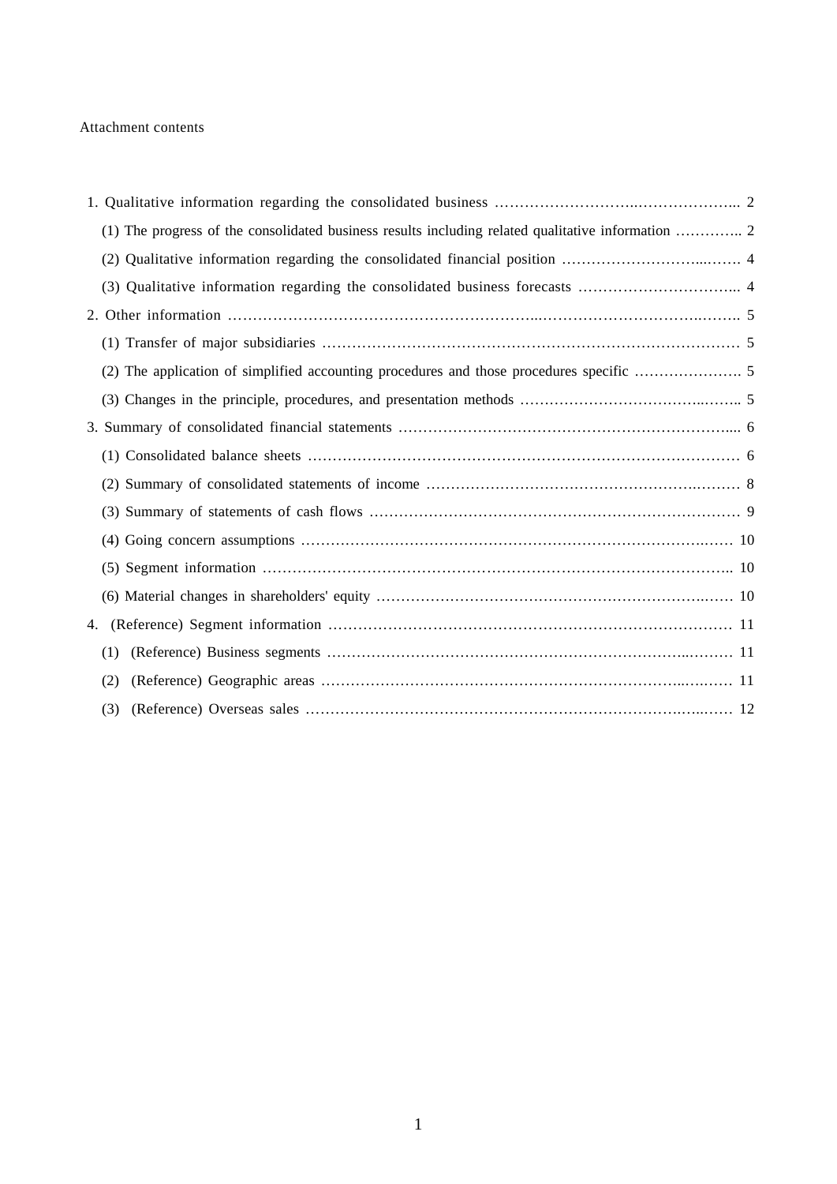Attachment contents

1. Qualitative information regarding the consolidated business ………………………..……………….. 2
   - (1) The progress of the consolidated business results including related qualitative information ………….. 2
   - (2) Qualitative information regarding the consolidated financial position ……………………...……. 4
   - (3) Qualitative information regarding the consolidated business forecasts …………………………... 4

2. Other information ……………………………………………………..…………………………..…….. 5
   - (1) Transfer of major subsidiaries …………………………………………………………….………… 5
   - (2) The application of simplified accounting procedures and those procedures specific …………………. 5
   - (3) Changes in the principle, procedures, and presentation methods ………………………………..…….. 5

3. Summary of consolidated financial statements ……………………………………………………….... 6
   - (1) Consolidated balance sheets …………………………………………………………………………… 6
   - (2) Summary of consolidated statements of income ……………………………………………….……… 8
   - (3) Summary of statements of cash flows …………………………………….………………………… 9
   - (4) Going concern assumptions ………………………………………………………………………….…. 10
   - (5) Segment information ………………………………………………………………………………….. 10
   - (6) Material changes in shareholders' equity …………………………………………………………..…. 10

4. (Reference) Segment information ………………………………………………………………………. 11
   - (1) (Reference) Business segments ……………………………………………………………..……… 11
   - (2) (Reference) Geographic areas …………………………………………………………..….…… 11
   - (3) (Reference) Overseas sales ……………………………………………………………….…..…… 12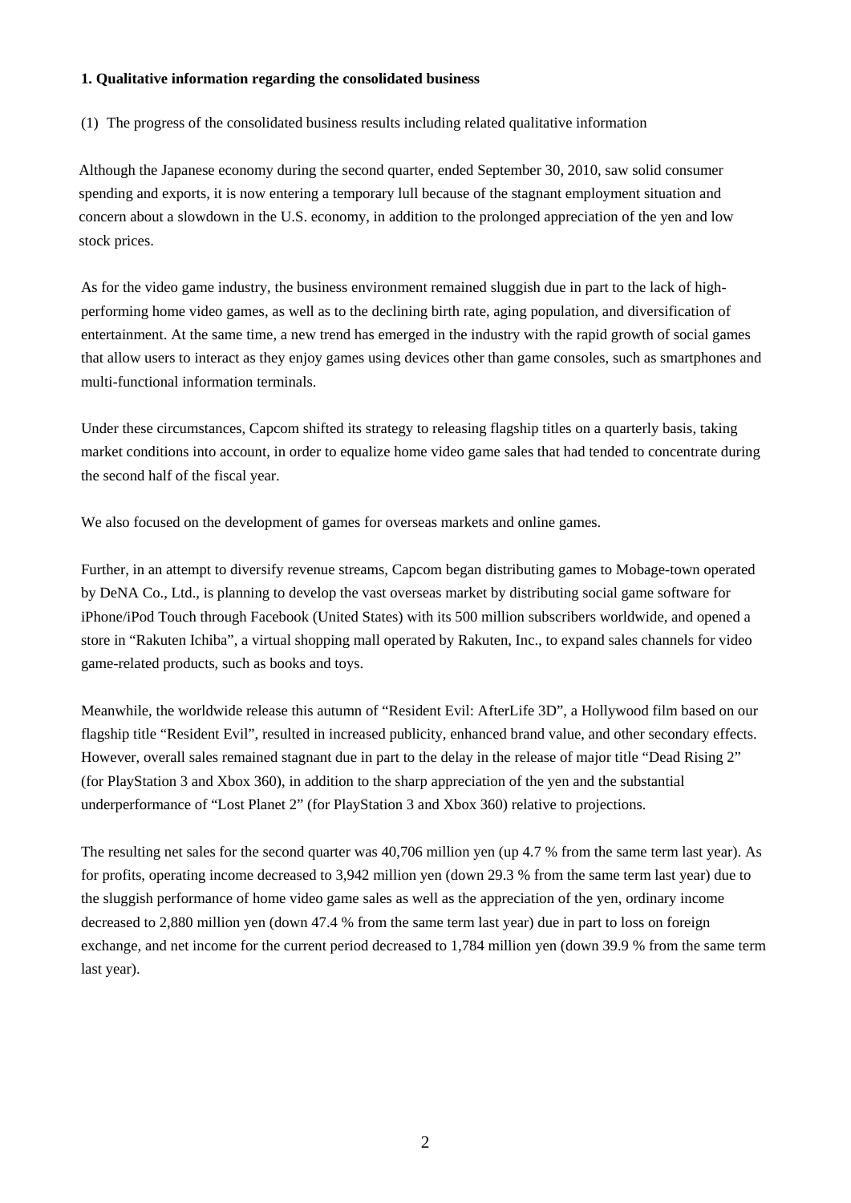**1. Qualitative information regarding the consolidated business**

(1) The progress of the consolidated business results including related qualitative information

Although the Japanese economy during the second quarter, ended September 30, 2010, saw solid consumer spending and exports, it is now entering a temporary lull because of the stagnant employment situation and concern about a slowdown in the U.S. economy, in addition to the prolonged appreciation of the yen and low stock prices.

As for the video game industry, the business environment remained sluggish due in part to the lack of high-performing home video games, as well as to the declining birth rate, aging population, and diversification of entertainment. At the same time, a new trend has emerged in the industry with the rapid growth of social games that allow users to interact as they enjoy games using devices other than game consoles, such as smartphones and multi-functional information terminals.

Under these circumstances, Capcom shifted its strategy to releasing flagship titles on a quarterly basis, taking market conditions into account, in order to equalize home video game sales that had tended to concentrate during the second half of the fiscal year.

We also focused on the development of games for overseas markets and online games.

Further, in an attempt to diversify revenue streams, Capcom began distributing games to Mobage-town operated by DeNA Co., Ltd., is planning to develop the vast overseas market by distributing social game software for iPhone/iPod Touch through Facebook (United States) with its 500 million subscribers worldwide, and opened a store in "Rakuten Ichiba", a virtual shopping mall operated by Rakuten, Inc., to expand sales channels for video game-related products, such as books and toys.

Meanwhile, the worldwide release this autumn of "Resident Evil: AfterLife 3D", a Hollywood film based on our flagship title "Resident Evil", resulted in increased publicity, enhanced brand value, and other secondary effects. However, overall sales remained stagnant due in part to the delay in the release of major title "Dead Rising 2" (for PlayStation 3 and Xbox 360), in addition to the sharp appreciation of the yen and the substantial underperformance of "Lost Planet 2" (for PlayStation 3 and Xbox 360) relative to projections.

The resulting net sales for the second quarter was 40,706 million yen (up 4.7 % from the same term last year). As for profits, operating income decreased to 3,942 million yen (down 29.3 % from the same term last year) due to the sluggish performance of home video game sales as well as the appreciation of the yen, ordinary income decreased to 2,880 million yen (down 47.4 % from the same term last year) due in part to loss on foreign exchange, and net income for the current period decreased to 1,784 million yen (down 39.9 % from the same term last year).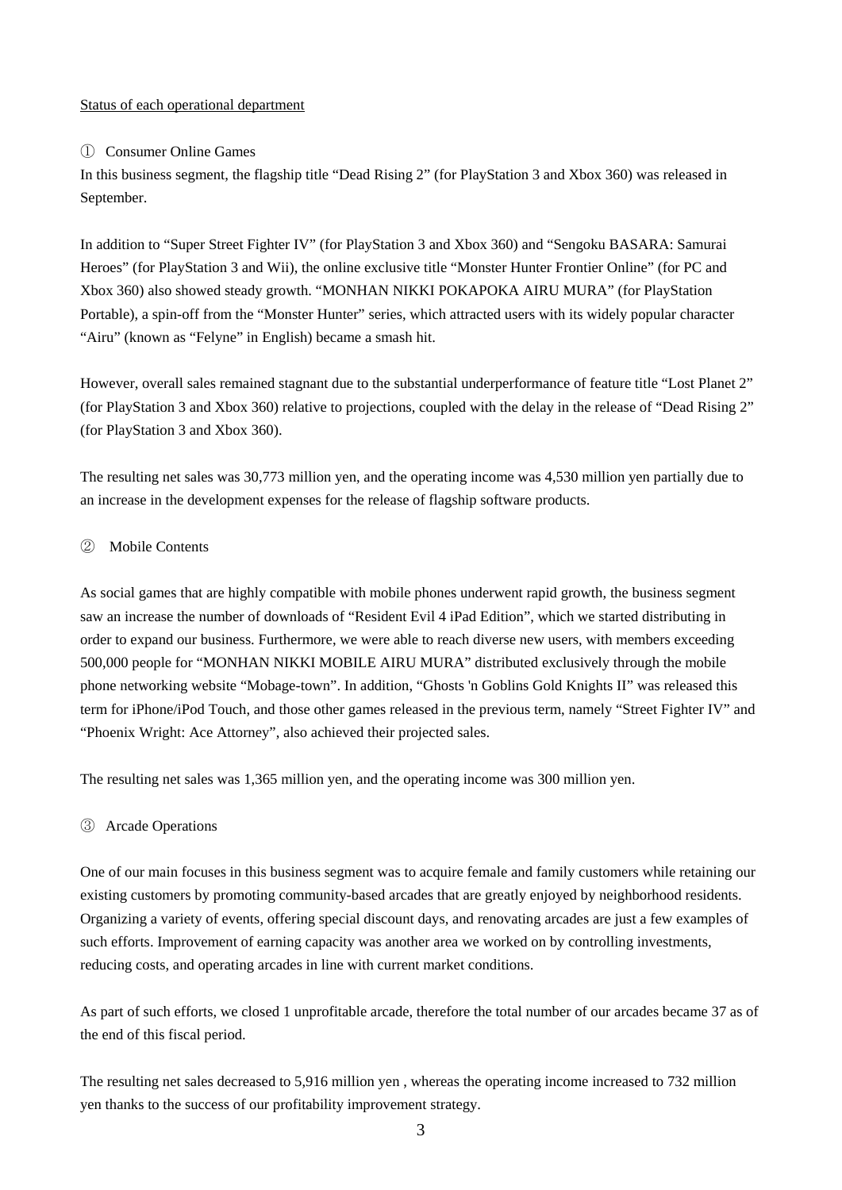Status of each operational department

① Consumer Online Games

In this business segment, the flagship title “Dead Rising 2” (for PlayStation 3 and Xbox 360) was released in September.

In addition to “Super Street Fighter IV” (for PlayStation 3 and Xbox 360) and “Sengoku BASARA: Samurai Heroes” (for PlayStation 3 and Wii), the online exclusive title “Monster Hunter Frontier Online” (for PC and Xbox 360) also showed steady growth. “MONHAN NIKKI POKAPOKA AIRU MURA” (for PlayStation Portable), a spin-off from the “Monster Hunter” series, which attracted users with its widely popular character “Airu” (known as “Felyne” in English) became a smash hit.

However, overall sales remained stagnant due to the substantial underperformance of feature title “Lost Planet 2” (for PlayStation 3 and Xbox 360) relative to projections, coupled with the delay in the release of “Dead Rising 2” (for PlayStation 3 and Xbox 360).

The resulting net sales was 30,773 million yen, and the operating income was 4,530 million yen partially due to an increase in the development expenses for the release of flagship software products.

② Mobile Contents

As social games that are highly compatible with mobile phones underwent rapid growth, the business segment saw an increase the number of downloads of “Resident Evil 4 iPad Edition”, which we started distributing in order to expand our business. Furthermore, we were able to reach diverse new users, with members exceeding 500,000 people for “MONHAN NIKKI MOBILE AIRU MURA” distributed exclusively through the mobile phone networking website “Mobage-town”. In addition, “Ghosts 'n Goblins Gold Knights II” was released this term for iPhone/iPod Touch, and those other games released in the previous term, namely “Street Fighter IV” and “Phoenix Wright: Ace Attorney”, also achieved their projected sales.

The resulting net sales was 1,365 million yen, and the operating income was 300 million yen.

③ Arcade Operations

One of our main focuses in this business segment was to acquire female and family customers while retaining our existing customers by promoting community-based arcades that are greatly enjoyed by neighborhood residents. Organizing a variety of events, offering special discount days, and renovating arcades are just a few examples of such efforts. Improvement of earning capacity was another area we worked on by controlling investments, reducing costs, and operating arcades in line with current market conditions.

As part of such efforts, we closed 1 unprofitable arcade, therefore the total number of our arcades became 37 as of the end of this fiscal period.

The resulting net sales decreased to 5,916 million yen , whereas the operating income increased to 732 million yen thanks to the success of our profitability improvement strategy.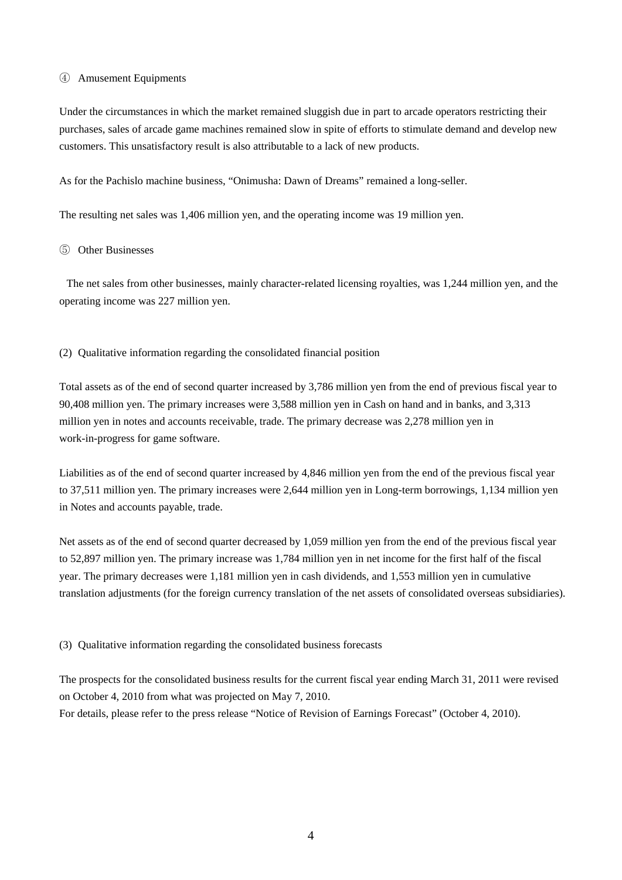④ Amusement Equipments

Under the circumstances in which the market remained sluggish due in part to arcade operators restricting their purchases, sales of arcade game machines remained slow in spite of efforts to stimulate demand and develop new customers. This unsatisfactory result is also attributable to a lack of new products.

As for the Pachislo machine business, "Onimusha: Dawn of Dreams" remained a long-seller.

The resulting net sales was 1,406 million yen, and the operating income was 19 million yen.

⑤ Other Businesses

The net sales from other businesses, mainly character-related licensing royalties, was 1,244 million yen, and the operating income was 227 million yen.

(2) Qualitative information regarding the consolidated financial position

Total assets as of the end of second quarter increased by 3,786 million yen from the end of previous fiscal year to 90,408 million yen. The primary increases were 3,588 million yen in Cash on hand and in banks, and 3,313 million yen in notes and accounts receivable, trade. The primary decrease was 2,278 million yen in work-in-progress for game software.

Liabilities as of the end of second quarter increased by 4,846 million yen from the end of the previous fiscal year to 37,511 million yen. The primary increases were 2,644 million yen in Long-term borrowings, 1,134 million yen in Notes and accounts payable, trade.

Net assets as of the end of second quarter decreased by 1,059 million yen from the end of the previous fiscal year to 52,897 million yen. The primary increase was 1,784 million yen in net income for the first half of the fiscal year. The primary decreases were 1,181 million yen in cash dividends, and 1,553 million yen in cumulative translation adjustments (for the foreign currency translation of the net assets of consolidated overseas subsidiaries).

(3) Qualitative information regarding the consolidated business forecasts

The prospects for the consolidated business results for the current fiscal year ending March 31, 2011 were revised on October 4, 2010 from what was projected on May 7, 2010.
For details, please refer to the press release "Notice of Revision of Earnings Forecast" (October 4, 2010).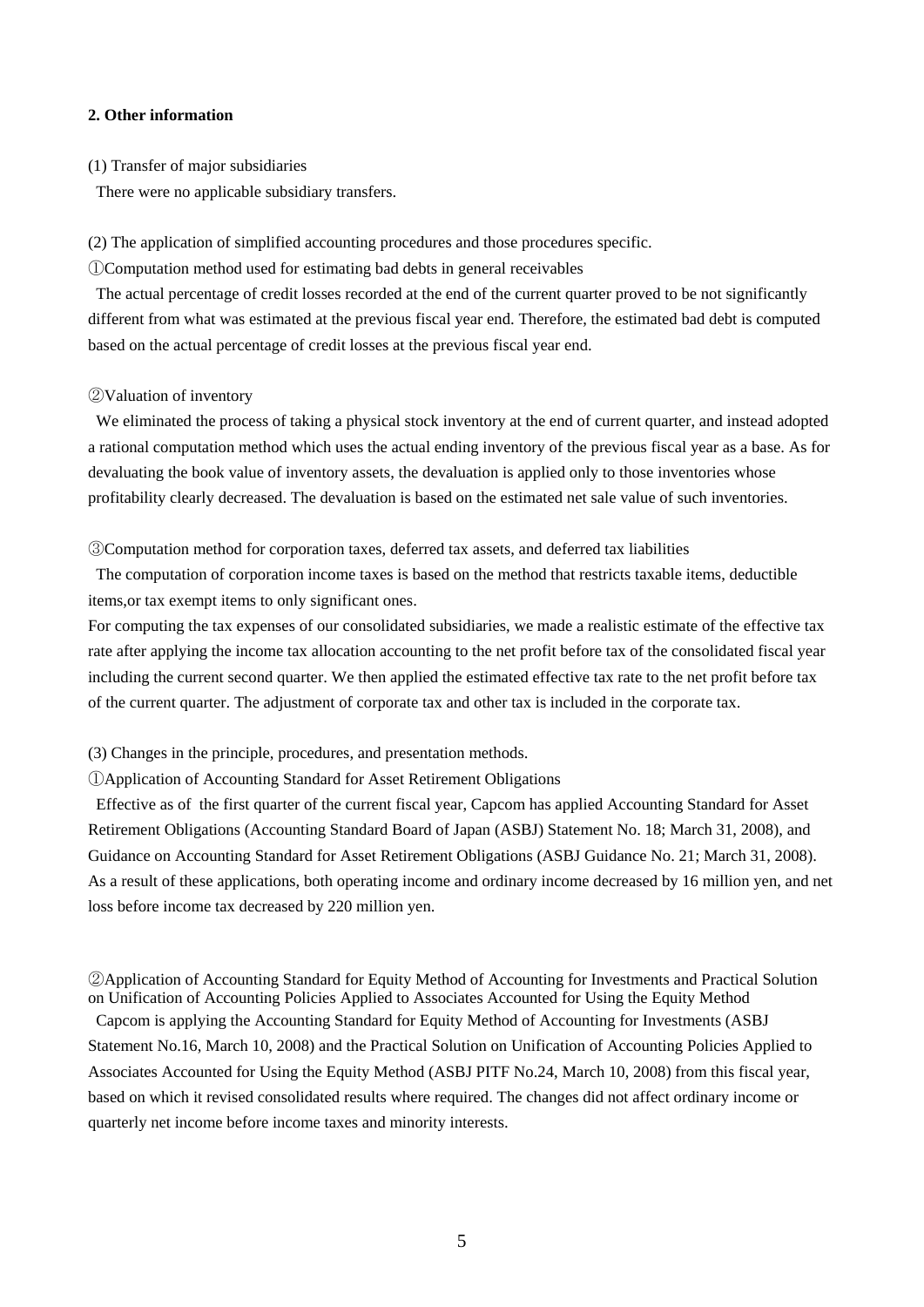## 2. Other information

(1) Transfer of major subsidiaries

There were no applicable subsidiary transfers.

(2) The application of simplified accounting procedures and those procedures specific.

①Computation method used for estimating bad debts in general receivables

The actual percentage of credit losses recorded at the end of the current quarter proved to be not significantly different from what was estimated at the previous fiscal year end. Therefore, the estimated bad debt is computed based on the actual percentage of credit losses at the previous fiscal year end.

②Valuation of inventory

We eliminated the process of taking a physical stock inventory at the end of current quarter, and instead adopted a rational computation method which uses the actual ending inventory of the previous fiscal year as a base. As for devaluating the book value of inventory assets, the devaluation is applied only to those inventories whose profitability clearly decreased. The devaluation is based on the estimated net sale value of such inventories.

③Computation method for corporation taxes, deferred tax assets, and deferred tax liabilities

The computation of corporation income taxes is based on the method that restricts taxable items, deductible items,or tax exempt items to only significant ones.

For computing the tax expenses of our consolidated subsidiaries, we made a realistic estimate of the effective tax rate after applying the income tax allocation accounting to the net profit before tax of the consolidated fiscal year including the current second quarter. We then applied the estimated effective tax rate to the net profit before tax of the current quarter. The adjustment of corporate tax and other tax is included in the corporate tax.

(3) Changes in the principle, procedures, and presentation methods.

①Application of Accounting Standard for Asset Retirement Obligations

Effective as of the first quarter of the current fiscal year, Capcom has applied Accounting Standard for Asset Retirement Obligations (Accounting Standard Board of Japan (ASBJ) Statement No. 18; March 31, 2008), and Guidance on Accounting Standard for Asset Retirement Obligations (ASBJ Guidance No. 21; March 31, 2008). As a result of these applications, both operating income and ordinary income decreased by 16 million yen, and net loss before income tax decreased by 220 million yen.

②Application of Accounting Standard for Equity Method of Accounting for Investments and Practical Solution on Unification of Accounting Policies Applied to Associates Accounted for Using the Equity Method

Capcom is applying the Accounting Standard for Equity Method of Accounting for Investments (ASBJ Statement No.16, March 10, 2008) and the Practical Solution on Unification of Accounting Policies Applied to Associates Accounted for Using the Equity Method (ASBJ PITF No.24, March 10, 2008) from this fiscal year, based on which it revised consolidated results where required. The changes did not affect ordinary income or quarterly net income before income taxes and minority interests.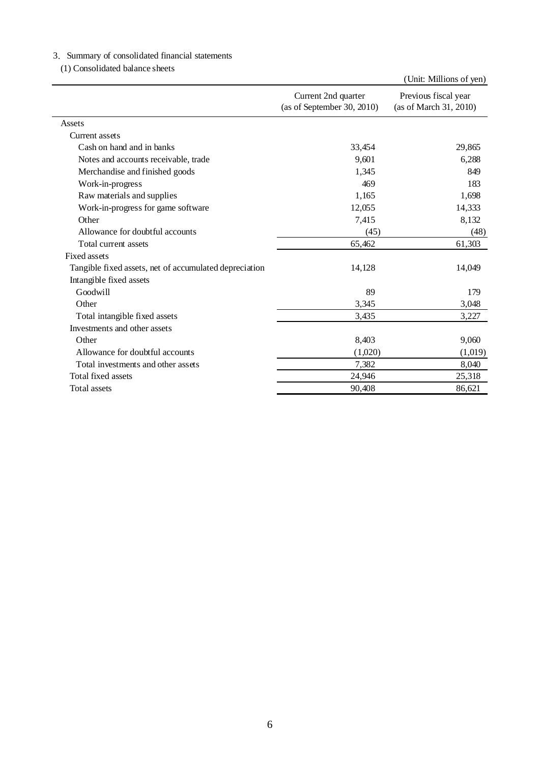3．Summary of consolidated financial statements

(1) Consolidated balance sheets

(Unit: Millions of yen)

| | Current 2nd quarter (as of September 30, 2010) | Previous fiscal year (as of March 31, 2010) |
|---|---|---|
| Assets | | |
| Current assets | | |
| Cash on hand and in banks | 33,454 | 29,865 |
| Notes and accounts receivable, trade | 9,601 | 6,288 |
| Merchandise and finished goods | 1,345 | 849 |
| Work-in-progress | 469 | 183 |
| Raw materials and supplies | 1,165 | 1,698 |
| Work-in-progress for game software | 12,055 | 14,333 |
| Other | 7,415 | 8,132 |
| Allowance for doubtful accounts | (45) | (48) |
| Total current assets | 65,462 | 61,303 |
| Fixed assets | | |
| Tangible fixed assets, net of accumulated depreciation | 14,128 | 14,049 |
| Intangible fixed assets | | |
| Goodwill | 89 | 179 |
| Other | 3,345 | 3,048 |
| Total intangible fixed assets | 3,435 | 3,227 |
| Investments and other assets | | |
| Other | 8,403 | 9,060 |
| Allowance for doubtful accounts | (1,020) | (1,019) |
| Total investments and other assets | 7,382 | 8,040 |
| Total fixed assets | 24,946 | 25,318 |
| Total assets | 90,408 | 86,621 |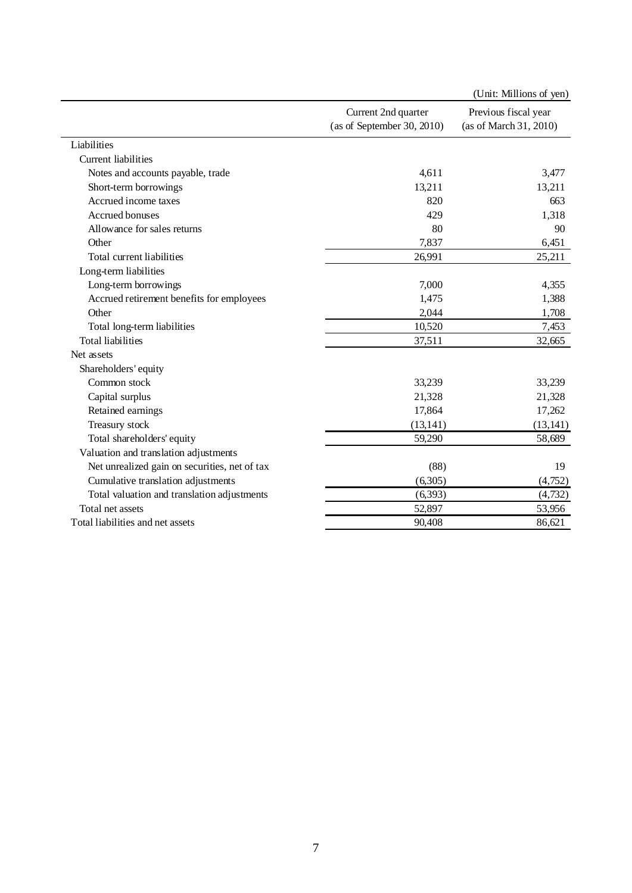(Unit: Millions of yen)

| | Current 2nd quarter (as of September 30, 2010) | Previous fiscal year (as of March 31, 2010) |
|---|---|---|
| Liabilities | | |
| Current liabilities | | |
| Notes and accounts payable, trade | 4,611 | 3,477 |
| Short-term borrowings | 13,211 | 13,211 |
| Accrued income taxes | 820 | 663 |
| Accrued bonuses | 429 | 1,318 |
| Allowance for sales returns | 80 | 90 |
| Other | 7,837 | 6,451 |
| Total current liabilities | 26,991 | 25,211 |
| Long-term liabilities | | |
| Long-term borrowings | 7,000 | 4,355 |
| Accrued retirement benefits for employees | 1,475 | 1,388 |
| Other | 2,044 | 1,708 |
| Total long-term liabilities | 10,520 | 7,453 |
| Total liabilities | 37,511 | 32,665 |
| Net assets | | |
| Shareholders' equity | | |
| Common stock | 33,239 | 33,239 |
| Capital surplus | 21,328 | 21,328 |
| Retained earnings | 17,864 | 17,262 |
| Treasury stock | (13,141) | (13,141) |
| Total shareholders' equity | 59,290 | 58,689 |
| Valuation and translation adjustments | | |
| Net unrealized gain on securities, net of tax | (88) | 19 |
| Cumulative translation adjustments | (6,305) | (4,752) |
| Total valuation and translation adjustments | (6,393) | (4,732) |
| Total net assets | 52,897 | 53,956 |
| Total liabilities and net assets | 90,408 | 86,621 |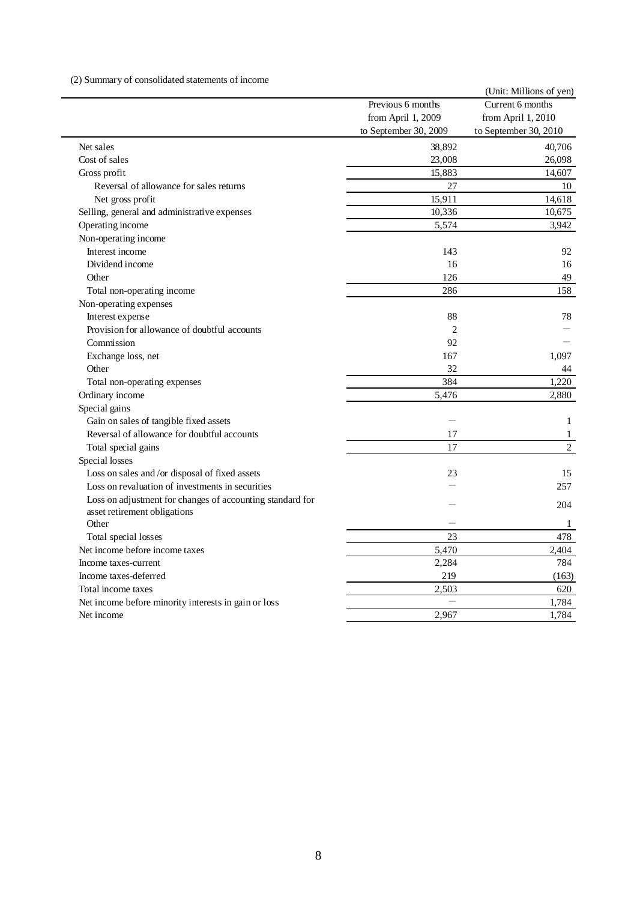(2) Summary of consolidated statements of income

(Unit: Millions of yen)

| | Previous 6 months from April 1, 2009 to September 30, 2009 | Current 6 months from April 1, 2010 to September 30, 2010 |
|---|---|---|
| Net sales | 38,892 | 40,706 |
| Cost of sales | 23,008 | 26,098 |
| Gross profit | 15,883 | 14,607 |
| Reversal of allowance for sales returns | 27 | 10 |
| Net gross profit | 15,911 | 14,618 |
| Selling, general and administrative expenses | 10,336 | 10,675 |
| Operating income | 5,574 | 3,942 |
| Non-operating income | | |
| Interest income | 143 | 92 |
| Dividend income | 16 | 16 |
| Other | 126 | 49 |
| Total non-operating income | 286 | 158 |
| Non-operating expenses | | |
| Interest expense | 88 | 78 |
| Provision for allowance of doubtful accounts | 2 | ― |
| Commission | 92 | ― |
| Exchange loss, net | 167 | 1,097 |
| Other | 32 | 44 |
| Total non-operating expenses | 384 | 1,220 |
| Ordinary income | 5,476 | 2,880 |
| Special gains | | |
| Gain on sales of tangible fixed assets | ― | 1 |
| Reversal of allowance for doubtful accounts | 17 | 1 |
| Total special gains | 17 | 2 |
| Special losses | | |
| Loss on sales and /or disposal of fixed assets | 23 | 15 |
| Loss on revaluation of investments in securities | ― | 257 |
| Loss on adjustment for changes of accounting standard for asset retirement obligations | ― | 204 |
| Other | ― | 1 |
| Total special losses | 23 | 478 |
| Net income before income taxes | 5,470 | 2,404 |
| Income taxes-current | 2,284 | 784 |
| Income taxes-deferred | 219 | (163) |
| Total income taxes | 2,503 | 620 |
| Net income before minority interests in gain or loss | ― | 1,784 |
| Net income | 2,967 | 1,784 |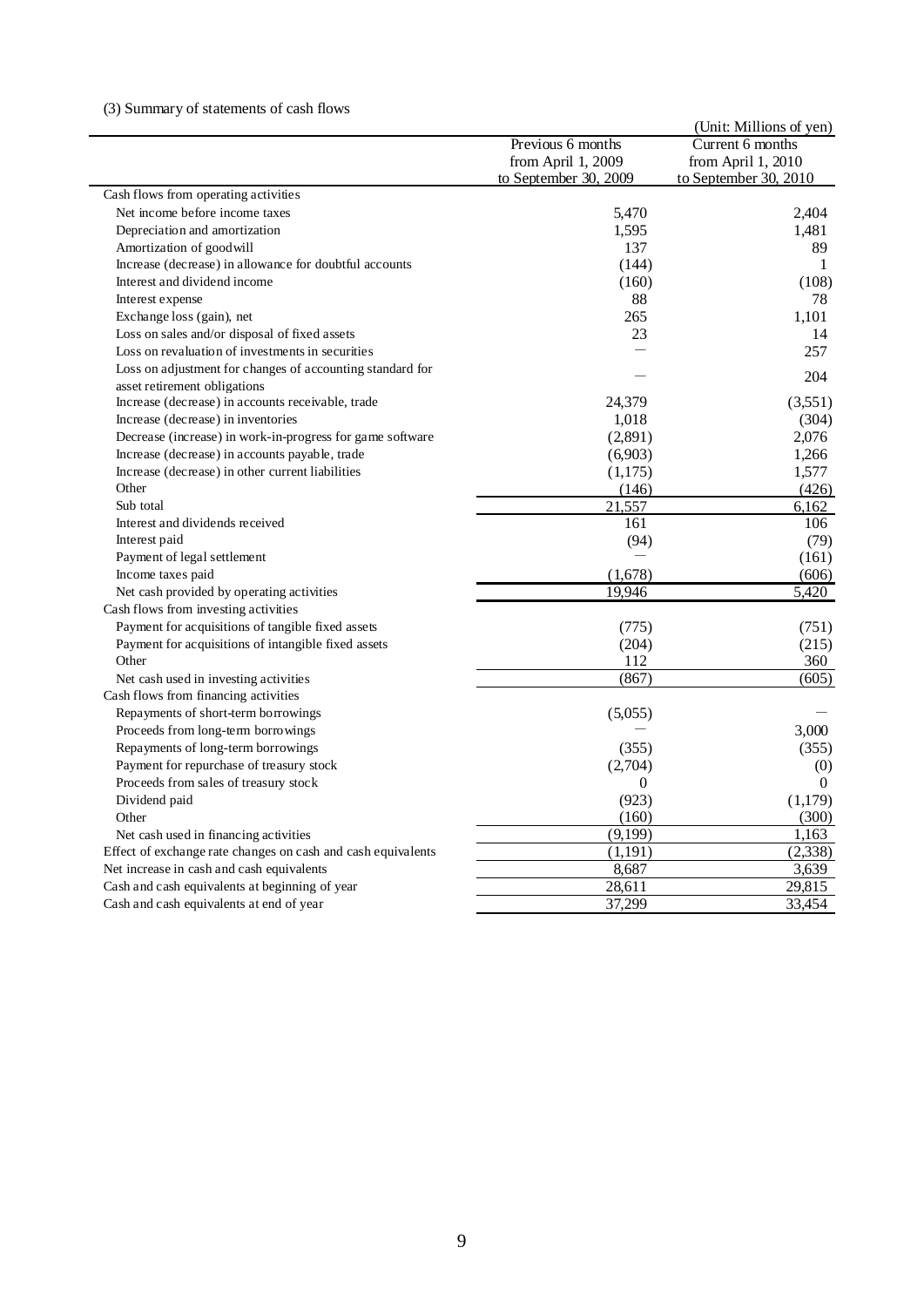(3) Summary of statements of cash flows

(Unit: Millions of yen)

| | Previous 6 months from April 1, 2009 to September 30, 2009 | Current 6 months from April 1, 2010 to September 30, 2010 |
|---|---|---|
| Cash flows from operating activities | | |
| Net income before income taxes | 5,470 | 2,404 |
| Depreciation and amortization | 1,595 | 1,481 |
| Amortization of goodwill | 137 | 89 |
| Increase (decrease) in allowance for doubtful accounts | (144) | 1 |
| Interest and dividend income | (160) | (108) |
| Interest expense | 88 | 78 |
| Exchange loss (gain), net | 265 | 1,101 |
| Loss on sales and/or disposal of fixed assets | 23 | 14 |
| Loss on revaluation of investments in securities | — | 257 |
| Loss on adjustment for changes of accounting standard for asset retirement obligations | — | 204 |
| Increase (decrease) in accounts receivable, trade | 24,379 | (3,551) |
| Increase (decrease) in inventories | 1,018 | (304) |
| Decrease (increase) in work-in-progress for game software | (2,891) | 2,076 |
| Increase (decrease) in accounts payable, trade | (6,903) | 1,266 |
| Increase (decrease) in other current liabilities | (1,175) | 1,577 |
| Other | (146) | (426) |
| Sub total | 21,557 | 6,162 |
| Interest and dividends received | 161 | 106 |
| Interest paid | (94) | (79) |
| Payment of legal settlement | — | (161) |
| Income taxes paid | (1,678) | (606) |
| Net cash provided by operating activities | 19,946 | 5,420 |
| Cash flows from investing activities | | |
| Payment for acquisitions of tangible fixed assets | (775) | (751) |
| Payment for acquisitions of intangible fixed assets | (204) | (215) |
| Other | 112 | 360 |
| Net cash used in investing activities | (867) | (605) |
| Cash flows from financing activities | | |
| Repayments of short-term borrowings | (5,055) | — |
| Proceeds from long-term borrowings | — | 3,000 |
| Repayments of long-term borrowings | (355) | (355) |
| Payment for repurchase of treasury stock | (2,704) | (0) |
| Proceeds from sales of treasury stock | 0 | 0 |
| Dividend paid | (923) | (1,179) |
| Other | (160) | (300) |
| Net cash used in financing activities | (9,199) | 1,163 |
| Effect of exchange rate changes on cash and cash equivalents | (1,191) | (2,338) |
| Net increase in cash and cash equivalents | 8,687 | 3,639 |
| Cash and cash equivalents at beginning of year | 28,611 | 29,815 |
| Cash and cash equivalents at end of year | 37,299 | 33,454 |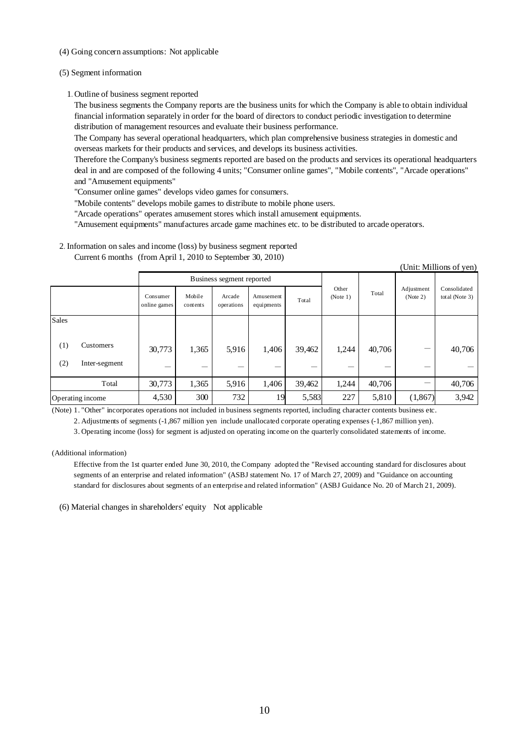(4) Going concern assumptions: Not applicable

(5) Segment information

1. Outline of business segment reported

The business segments the Company reports are the business units for which the Company is able to obtain individual financial information separately in order for the board of directors to conduct periodic investigation to determine distribution of management resources and evaluate their business performance.

The Company has several operational headquarters, which plan comprehensive business strategies in domestic and overseas markets for their products and services, and develops its business activities.

Therefore the Company's business segments reported are based on the products and services its operational headquarters deal in and are composed of the following 4 units; "Consumer online games", "Mobile contents", "Arcade operations" and "Amusement equipments"

"Consumer online games" develops video games for consumers.

"Mobile contents" develops mobile games to distribute to mobile phone users.

"Arcade operations" operates amusement stores which install amusement equipments.

"Amusement equipments" manufactures arcade game machines etc. to be distributed to arcade operators.

2. Information on sales and income (loss) by business segment reported

Current 6 months (from April 1, 2010 to September 30, 2010)

(Unit: Millions of yen)

| | Business segment reported | | | | | Other (Note 1) | Total | Adjustment (Note 2) | Consolidated total (Note 3) |
|---|---|---|---|---|---|---|---|---|---|
| | Consumer online games | Mobile contents | Arcade operations | Amusement equipments | Total | | | | |
| Sales | | | | | | | | | |
| (1) Customers | 30,773 | 1,365 | 5,916 | 1,406 | 39,462 | 1,244 | 40,706 | — | 40,706 |
| (2) Inter-segment | — | — | — | — | — | — | — | — | — |
| Total | 30,773 | 1,365 | 5,916 | 1,406 | 39,462 | 1,244 | 40,706 | — | 40,706 |
| Operating income | 4,530 | 300 | 732 | 19 | 5,583 | 227 | 5,810 | (1,867) | 3,942 |

(Note) 1. "Other" incorporates operations not included in business segments reported, including character contents business etc.

2. Adjustments of segments (-1,867 million yen include unallocated corporate operating expenses (-1,867 million yen).

3. Operating income (loss) for segment is adjusted on operating income on the quarterly consolidated statements of income.

(Additional information)

Effective from the 1st quarter ended June 30, 2010, the Company adopted the "Revised accounting standard for disclosures about segments of an enterprise and related information" (ASBJ statement No. 17 of March 27, 2009) and "Guidance on accounting standard for disclosures about segments of an enterprise and related information" (ASBJ Guidance No. 20 of March 21, 2009).

(6) Material changes in shareholders' equity Not applicable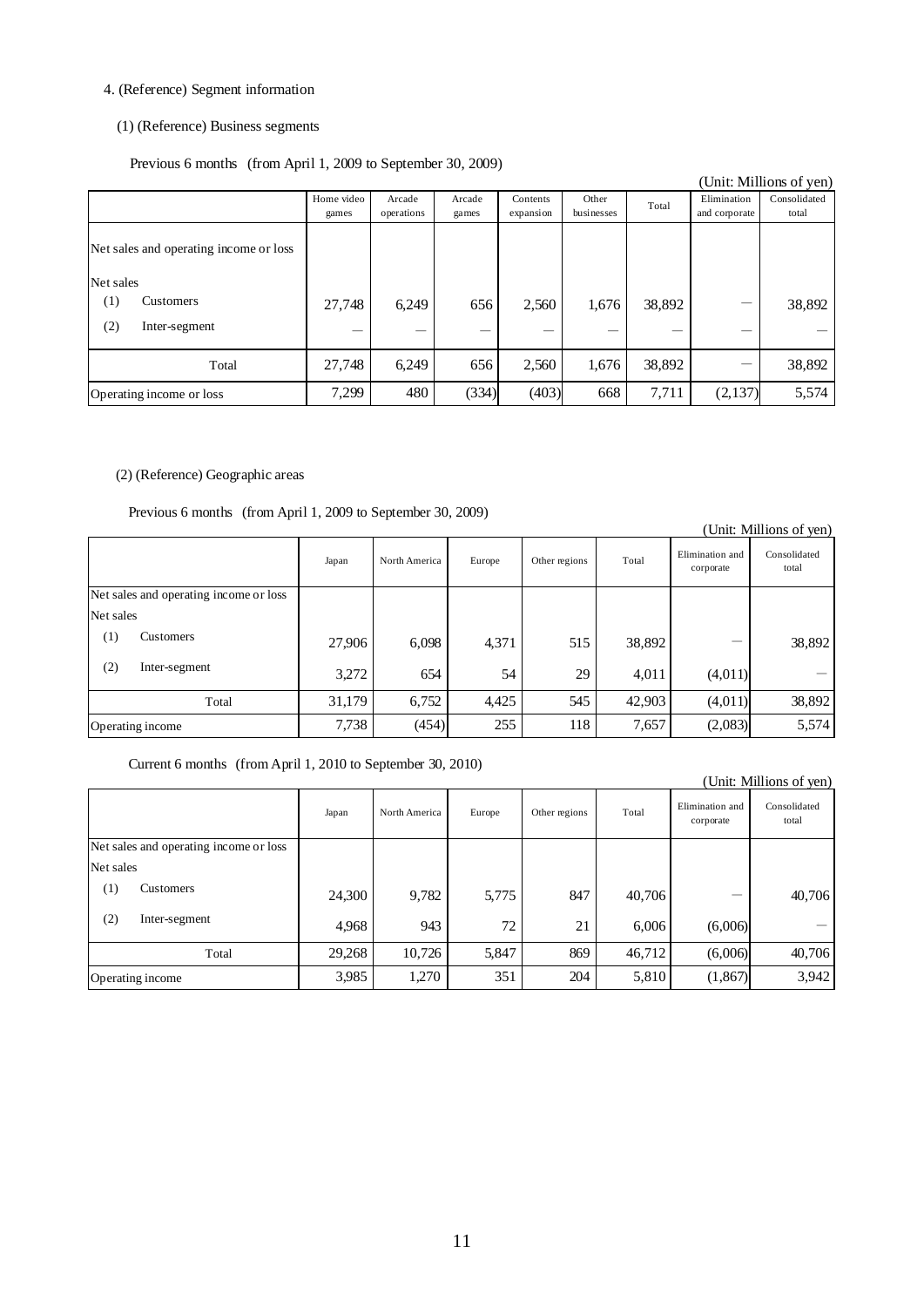4. (Reference) Segment information

(1) (Reference) Business segments

Previous 6 months (from April 1, 2009 to September 30, 2009)

(Unit: Millions of yen)

| | Home video games | Arcade operations | Arcade games | Contents expansion | Other businesses | Total | Elimination and corporate | Consolidated total |
|---|---|---|---|---|---|---|---|---|
| Net sales and operating income or loss | | | | | | | | |
| Net sales | | | | | | | | |
| (1) Customers | 27,748 | 6,249 | 656 | 2,560 | 1,676 | 38,892 | — | 38,892 |
| (2) Inter-segment | — | — | — | — | — | — | — | — |
| Total | 27,748 | 6,249 | 656 | 2,560 | 1,676 | 38,892 | — | 38,892 |
| Operating income or loss | 7,299 | 480 | (334) | (403) | 668 | 7,711 | (2,137) | 5,574 |

(2) (Reference) Geographic areas

Previous 6 months (from April 1, 2009 to September 30, 2009)

(Unit: Millions of yen)

| | Japan | North America | Europe | Other regions | Total | Elimination and corporate | Consolidated total |
|---|---|---|---|---|---|---|---|
| Net sales and operating income or loss | | | | | | | |
| Net sales | | | | | | | |
| (1) Customers | 27,906 | 6,098 | 4,371 | 515 | 38,892 | — | 38,892 |
| (2) Inter-segment | 3,272 | 654 | 54 | 29 | 4,011 | (4,011) | — |
| Total | 31,179 | 6,752 | 4,425 | 545 | 42,903 | (4,011) | 38,892 |
| Operating income | 7,738 | (454) | 255 | 118 | 7,657 | (2,083) | 5,574 |

Current 6 months (from April 1, 2010 to September 30, 2010)

(Unit: Millions of yen)

| | Japan | North America | Europe | Other regions | Total | Elimination and corporate | Consolidated total |
|---|---|---|---|---|---|---|---|
| Net sales and operating income or loss | | | | | | | |
| Net sales | | | | | | | |
| (1) Customers | 24,300 | 9,782 | 5,775 | 847 | 40,706 | — | 40,706 |
| (2) Inter-segment | 4,968 | 943 | 72 | 21 | 6,006 | (6,006) | — |
| Total | 29,268 | 10,726 | 5,847 | 869 | 46,712 | (6,006) | 40,706 |
| Operating income | 3,985 | 1,270 | 351 | 204 | 5,810 | (1,867) | 3,942 |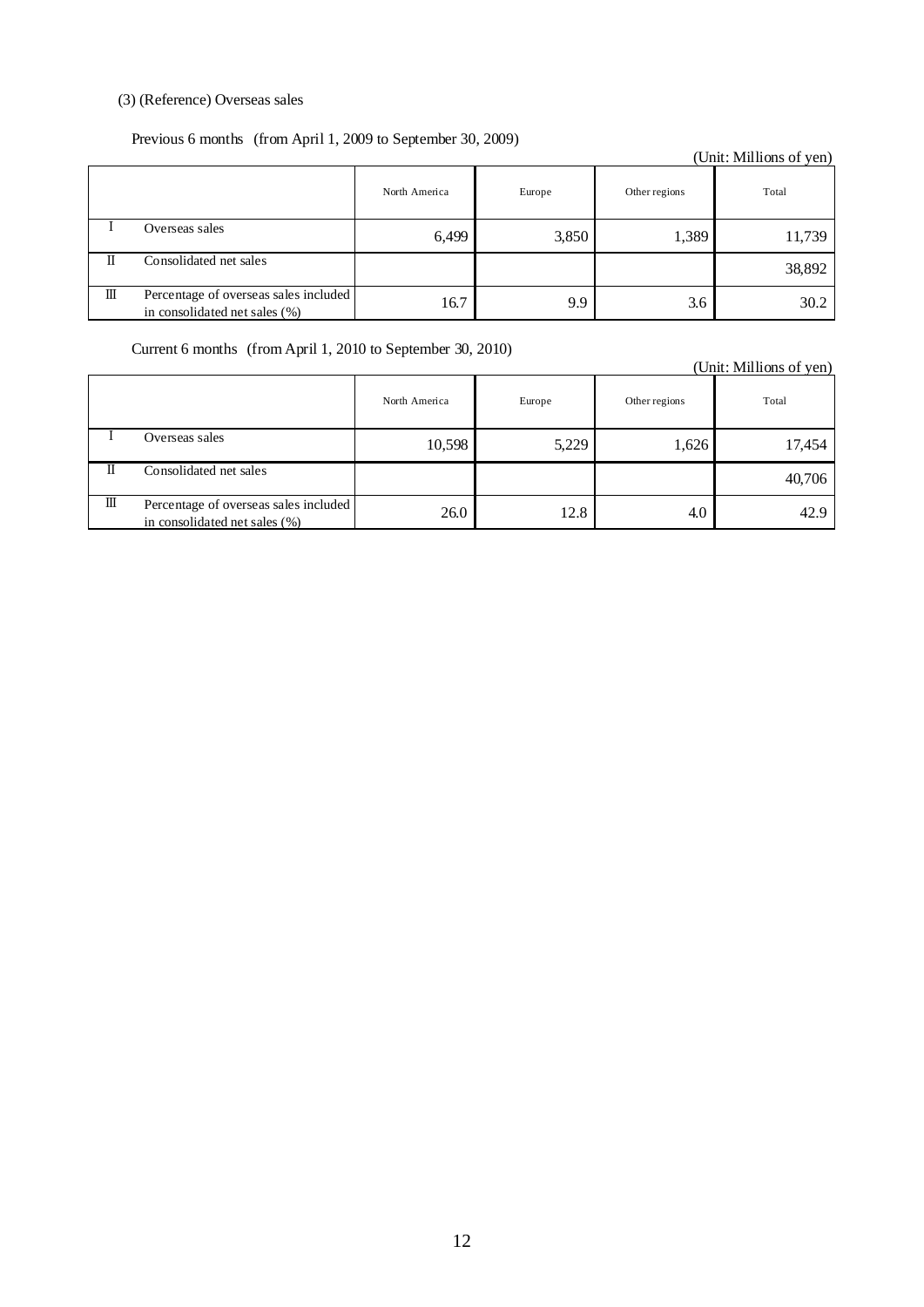(3) (Reference) Overseas sales

Previous 6 months (from April 1, 2009 to September 30, 2009)

(Unit: Millions of yen)

| | | North America | Europe | Other regions | Total |
|---|---|---|---|---|---|
| Ⅰ | Overseas sales | 6,499 | 3,850 | 1,389 | 11,739 |
| Ⅱ | Consolidated net sales | | | | 38,892 |
| Ⅲ | Percentage of overseas sales included in consolidated net sales (%) | 16.7 | 9.9 | 3.6 | 30.2 |

Current 6 months (from April 1, 2010 to September 30, 2010)

(Unit: Millions of yen)

| | | North America | Europe | Other regions | Total |
|---|---|---|---|---|---|
| Ⅰ | Overseas sales | 10,598 | 5,229 | 1,626 | 17,454 |
| Ⅱ | Consolidated net sales | | | | 40,706 |
| Ⅲ | Percentage of overseas sales included in consolidated net sales (%) | 26.0 | 12.8 | 4.0 | 42.9 |